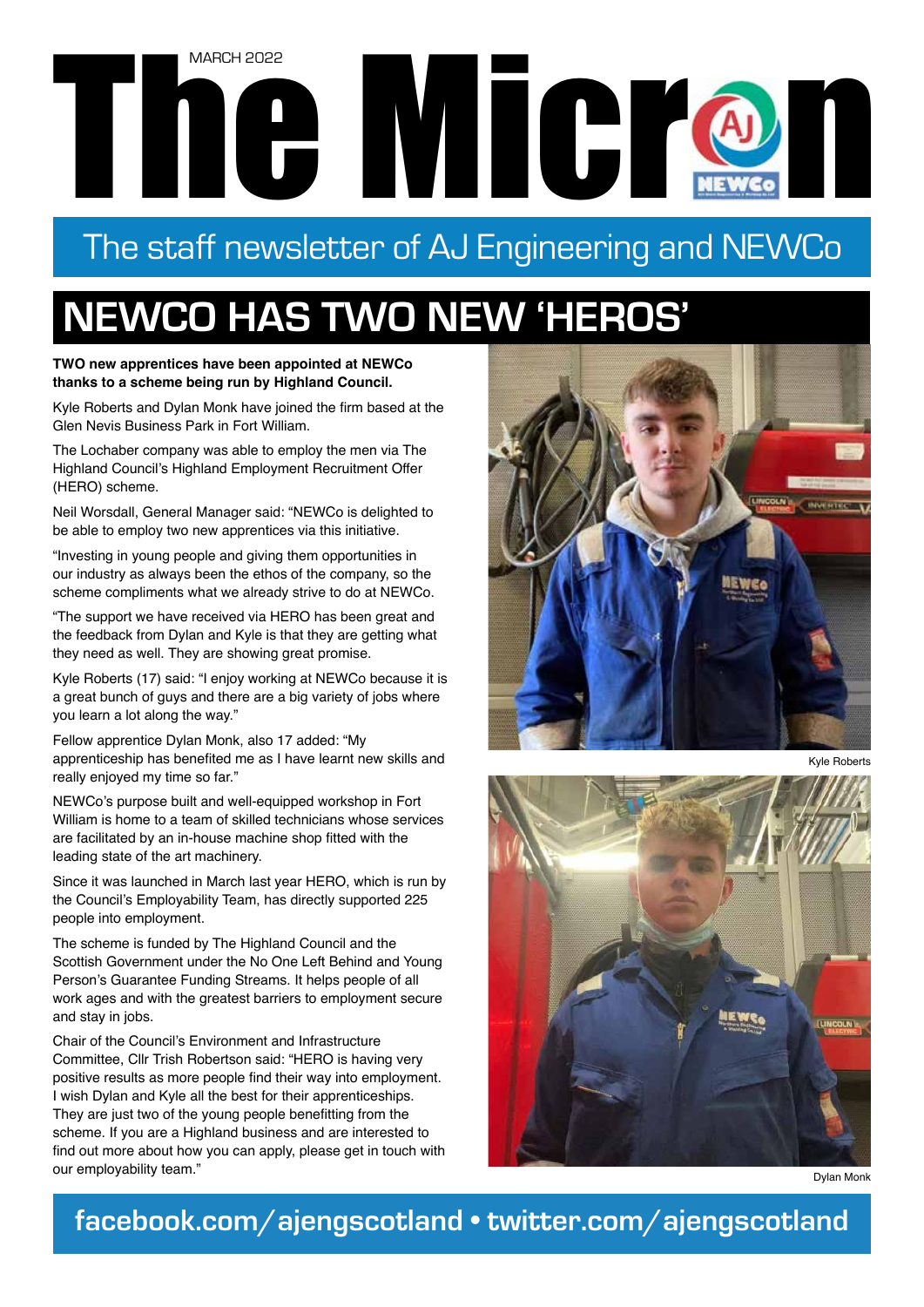MARCH 2022

# The Micron

The staff newsletter of AJ Engineering and NEWCo

## NEWCO HAS TWO NEW 'HEROS'

**TWO new apprentices have been appointed at NEWCo thanks to a scheme being run by Highland Council.**

Kyle Roberts and Dylan Monk have joined the firm based at the Glen Nevis Business Park in Fort William.

The Lochaber company was able to employ the men via The Highland Council's Highland Employment Recruitment Offer (HERO) scheme.

Neil Worsdall, General Manager said: "NEWCo is delighted to be able to employ two new apprentices via this initiative.

"Investing in young people and giving them opportunities in our industry as always been the ethos of the company, so the scheme compliments what we already strive to do at NEWCo.

"The support we have received via HERO has been great and the feedback from Dylan and Kyle is that they are getting what they need as well. They are showing great promise.

Kyle Roberts (17) said: "I enjoy working at NEWCo because it is a great bunch of guys and there are a big variety of jobs where you learn a lot along the way."

Fellow apprentice Dylan Monk, also 17 added: "My apprenticeship has benefited me as I have learnt new skills and really enjoyed my time so far."

NEWCo's purpose built and well-equipped workshop in Fort William is home to a team of skilled technicians whose services are facilitated by an in-house machine shop fitted with the leading state of the art machinery.

Since it was launched in March last year HERO, which is run by the Council's Employability Team, has directly supported 225 people into employment.

The scheme is funded by The Highland Council and the Scottish Government under the No One Left Behind and Young Person's Guarantee Funding Streams. It helps people of all work ages and with the greatest barriers to employment secure and stay in jobs.

Chair of the Council's Environment and Infrastructure Committee, Cllr Trish Robertson said: "HERO is having very positive results as more people find their way into employment. I wish Dylan and Kyle all the best for their apprenticeships. They are just two of the young people benefitting from the scheme. If you are a Highland business and are interested to find out more about how you can apply, please get in touch with our employability team."

Kyle Roberts

Dylan Monk

**facebook.com/ajengscotland • twitter.com/ajengscotland**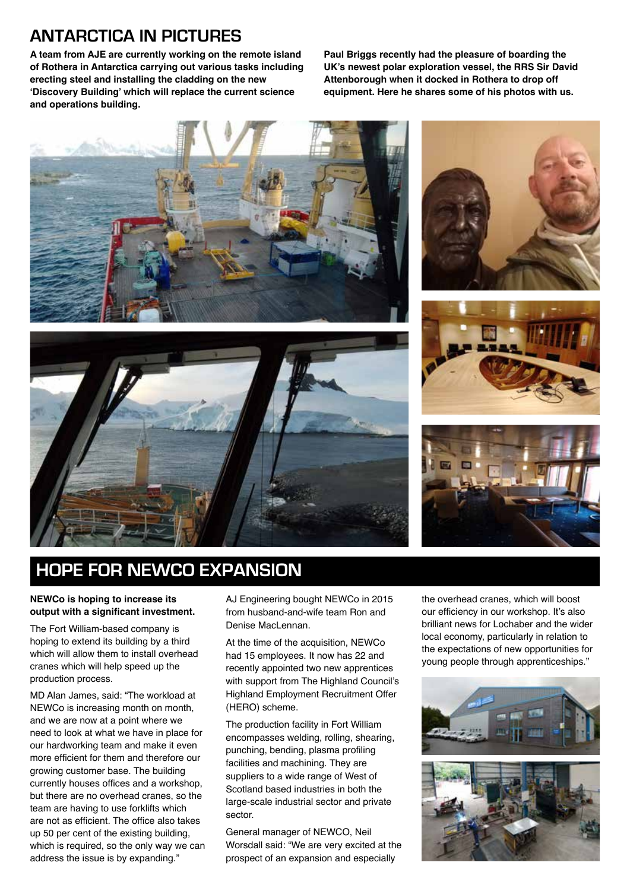## ANTARCTICA IN PICTURES

**A team from AJE are currently working on the remote island of Rothera in Antarctica carrying out various tasks including erecting steel and installing the cladding on the new 'Discovery Building' which will replace the current science and operations building.**

**Paul Briggs recently had the pleasure of boarding the UK's newest polar exploration vessel, the RRS Sir David Attenborough when it docked in Rothera to drop off equipment. Here he shares some of his photos with us.**

## HOPE FOR NEWCO EXPANSION

**NEWCo is hoping to increase its output with a significant investment.**

The Fort William-based company is hoping to extend its building by a third which will allow them to install overhead cranes which will help speed up the production process.

MD Alan James, said: "The workload at NEWCo is increasing month on month, and we are now at a point where we need to look at what we have in place for our hardworking team and make it even more efficient for them and therefore our growing customer base. The building currently houses offices and a workshop, but there are no overhead cranes, so the team are having to use forklifts which are not as efficient. The office also takes up 50 per cent of the existing building, which is required, so the only way we can address the issue is by expanding."

AJ Engineering bought NEWCo in 2015 from husband-and-wife team Ron and Denise MacLennan.

At the time of the acquisition, NEWCo had 15 employees. It now has 22 and recently appointed two new apprentices with support from The Highland Council's Highland Employment Recruitment Offer (HERO) scheme.

The production facility in Fort William encompasses welding, rolling, shearing, punching, bending, plasma profiling facilities and machining. They are suppliers to a wide range of West of Scotland based industries in both the large-scale industrial sector and private sector.

General manager of NEWCO, Neil Worsdall said: "We are very excited at the prospect of an expansion and especially the overhead cranes, which will boost our efficiency in our workshop. It's also brilliant news for Lochaber and the wider local economy, particularly in relation to the expectations of new opportunities for young people through apprenticeships."